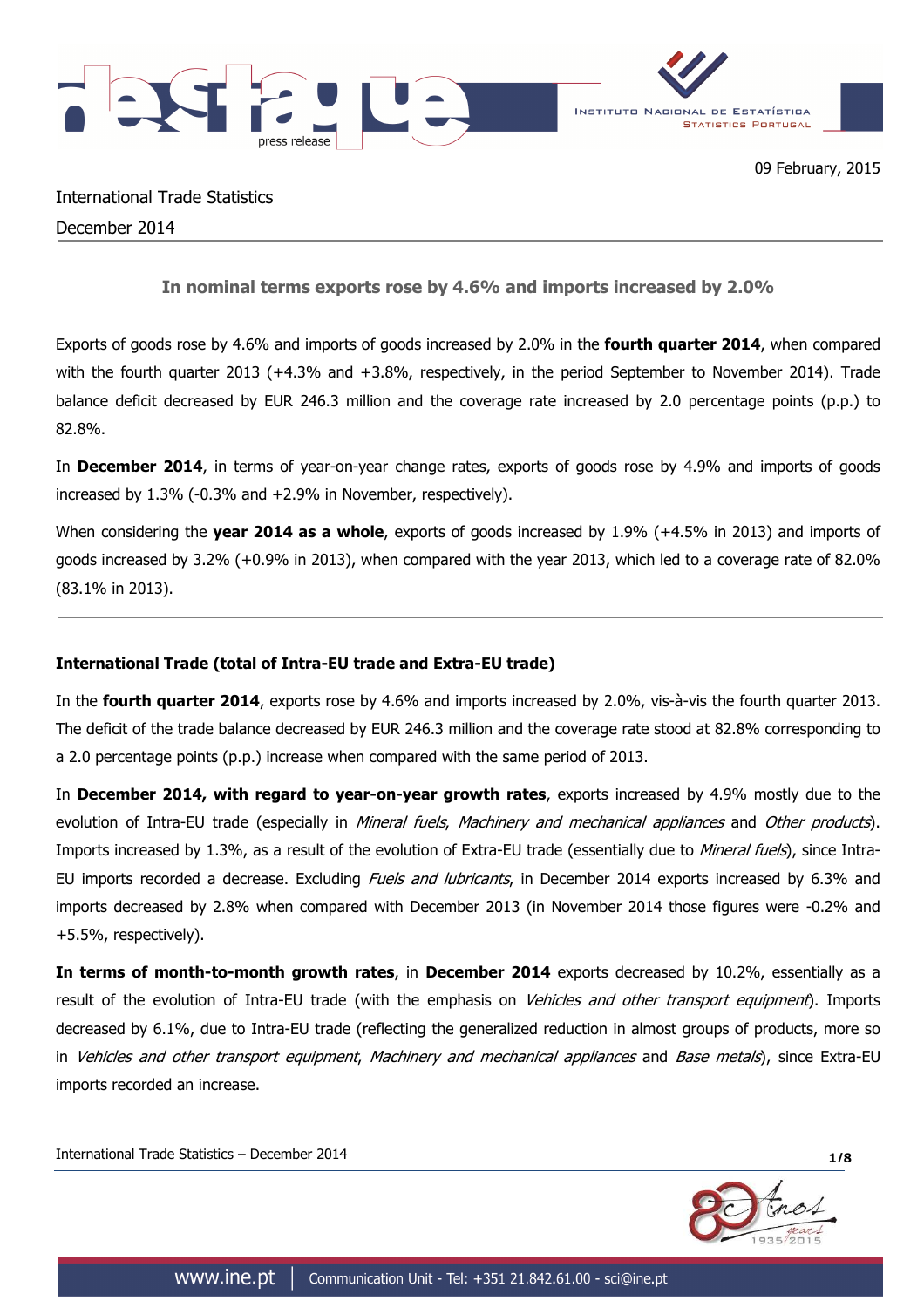09 February, 2015

International Trade Statistics

December 2014

## In nominal terms exports rose by 4.6% and imports increased by 2.0%

Exports of goods rose by 4.6% and imports of goods increased by 2.0% in the **fourth quarter 2014**, when compared with the fourth quarter 2013 (+4.3% and +3.8%, respectively, in the period September to November 2014). Trade balance deficit decreased by EUR 246.3 million and the coverage rate increased by 2.0 percentage points (p.p.) to 82.8%.

In **December 2014**, in terms of year-on-year change rates, exports of goods rose by 4.9% and imports of goods increased by 1.3% (-0.3% and +2.9% in November, respectively).

When considering the **year 2014 as a whole**, exports of goods increased by 1.9% (+4.5% in 2013) and imports of goods increased by 3.2% (+0.9% in 2013), when compared with the year 2013, which led to a coverage rate of 82.0% (83.1% in 2013).

---

### International Trade (total of Intra-EU trade and Extra-EU trade)

In the **fourth quarter 2014**, exports rose by 4.6% and imports increased by 2.0%, vis-à-vis the fourth quarter 2013. The deficit of the trade balance decreased by EUR 246.3 million and the coverage rate stood at 82.8% corresponding to a 2.0 percentage points (p.p.) increase when compared with the same period of 2013.

In **December 2014, with regard to year-on-year growth rates**, exports increased by 4.9% mostly due to the evolution of Intra-EU trade (especially in *Mineral fuels*, *Machinery and mechanical appliances* and *Other products*). Imports increased by 1.3%, as a result of the evolution of Extra-EU trade (essentially due to *Mineral fuels*), since Intra-EU imports recorded a decrease. Excluding *Fuels and lubricants*, in December 2014 exports increased by 6.3% and imports decreased by 2.8% when compared with December 2013 (in November 2014 those figures were -0.2% and +5.5%, respectively).

**In terms of month-to-month growth rates**, in **December 2014** exports decreased by 10.2%, essentially as a result of the evolution of Intra-EU trade (with the emphasis on *Vehicles and other transport equipment*). Imports decreased by 6.1%, due to Intra-EU trade (reflecting the generalized reduction in almost groups of products, more so in *Vehicles and other transport equipment*, *Machinery and mechanical appliances* and *Base metals*), since Extra-EU imports recorded an increase.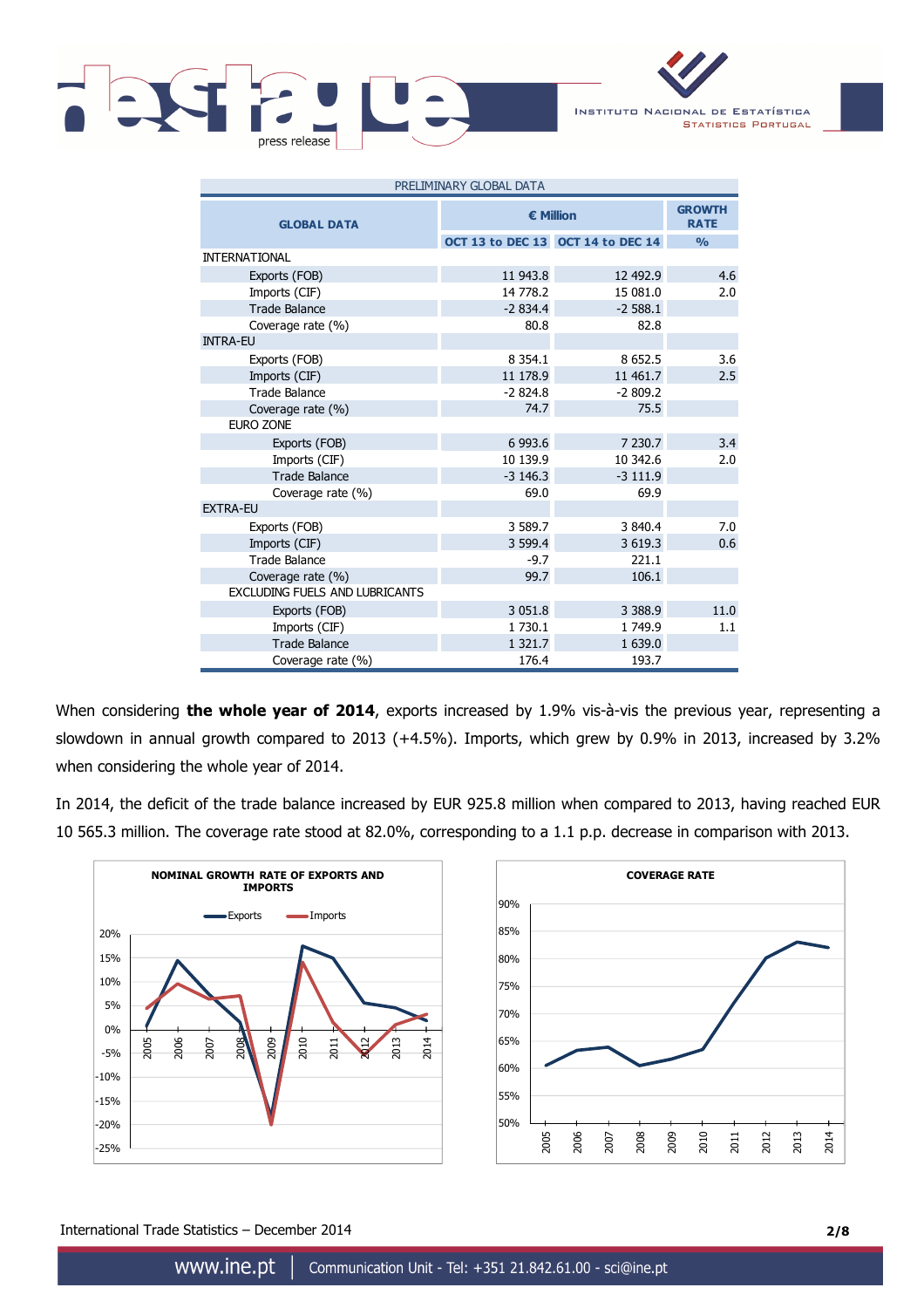| PRELIMINARY GLOBAL DATA | | | |
|---|---|---|---|
| GLOBAL DATA | € Million | | GROWTH RATE |
| | OCT 13 to DEC 13 | OCT 14 to DEC 14 | % |
| INTERNATIONAL | | | |
| Exports (FOB) | 11 943.8 | 12 492.9 | 4.6 |
| Imports (CIF) | 14 778.2 | 15 081.0 | 2.0 |
| Trade Balance | -2 834.4 | -2 588.1 | |
| Coverage rate (%) | 80.8 | 82.8 | |
| INTRA-EU | | | |
| Exports (FOB) | 8 354.1 | 8 652.5 | 3.6 |
| Imports (CIF) | 11 178.9 | 11 461.7 | 2.5 |
| Trade Balance | -2 824.8 | -2 809.2 | |
| Coverage rate (%) | 74.7 | 75.5 | |
| EURO ZONE | | | |
| Exports (FOB) | 6 993.6 | 7 230.7 | 3.4 |
| Imports (CIF) | 10 139.9 | 10 342.6 | 2.0 |
| Trade Balance | -3 146.3 | -3 111.9 | |
| Coverage rate (%) | 69.0 | 69.9 | |
| EXTRA-EU | | | |
| Exports (FOB) | 3 589.7 | 3 840.4 | 7.0 |
| Imports (CIF) | 3 599.4 | 3 619.3 | 0.6 |
| Trade Balance | -9.7 | 221.1 | |
| Coverage rate (%) | 99.7 | 106.1 | |
| EXCLUDING FUELS AND LUBRICANTS | | | |
| Exports (FOB) | 3 051.8 | 3 388.9 | 11.0 |
| Imports (CIF) | 1 730.1 | 1 749.9 | 1.1 |
| Trade Balance | 1 321.7 | 1 639.0 | |
| Coverage rate (%) | 176.4 | 193.7 | |

When considering **the whole year of 2014**, exports increased by 1.9% vis-à-vis the previous year, representing a slowdown in annual growth compared to 2013 (+4.5%). Imports, which grew by 0.9% in 2013, increased by 3.2% when considering the whole year of 2014.

In 2014, the deficit of the trade balance increased by EUR 925.8 million when compared to 2013, having reached EUR 10 565.3 million. The coverage rate stood at 82.0%, corresponding to a 1.1 p.p. decrease in comparison with 2013.

**NOMINAL GROWTH RATE OF EXPORTS AND IMPORTS**

**COVERAGE RATE**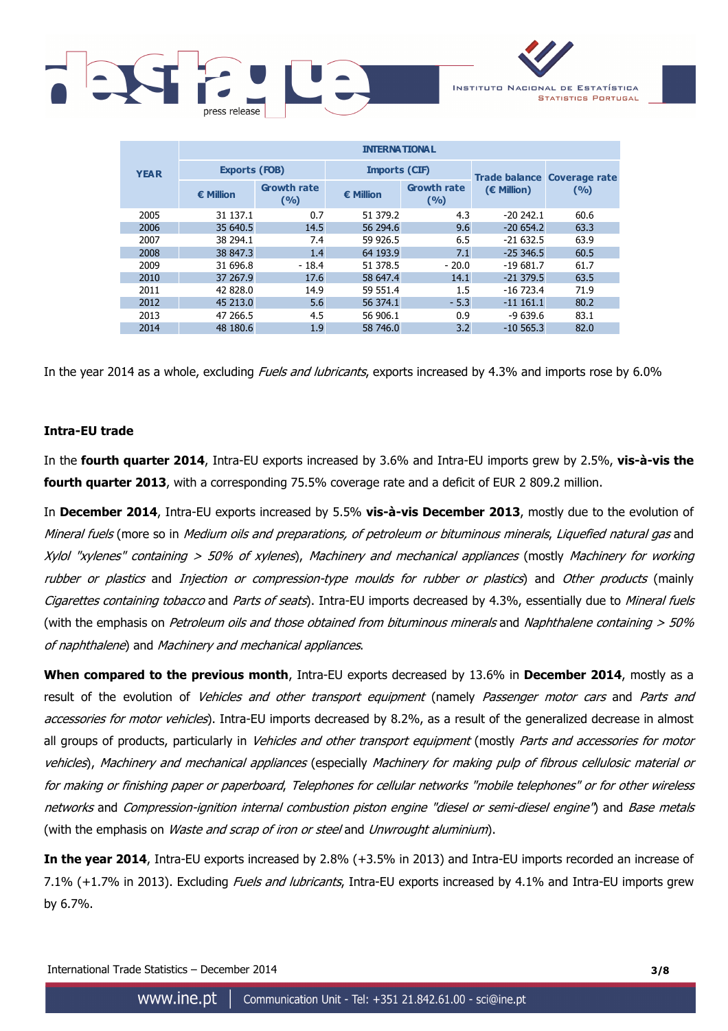| YEAR | INTERNATIONAL | | | | | |
|---|---|---|---|---|---|---|
| | Exports (FOB) | | Imports (CIF) | | Trade balance (€ Million) | Coverage rate (%) |
| | € Million | Growth rate (%) | € Million | Growth rate (%) | | |
| 2005 | 31 137.1 | 0.7 | 51 379.2 | 4.3 | -20 242.1 | 60.6 |
| 2006 | 35 640.5 | 14.5 | 56 294.6 | 9.6 | -20 654.2 | 63.3 |
| 2007 | 38 294.1 | 7.4 | 59 926.5 | 6.5 | -21 632.5 | 63.9 |
| 2008 | 38 847.3 | 1.4 | 64 193.9 | 7.1 | -25 346.5 | 60.5 |
| 2009 | 31 696.8 | - 18.4 | 51 378.5 | - 20.0 | -19 681.7 | 61.7 |
| 2010 | 37 267.9 | 17.6 | 58 647.4 | 14.1 | -21 379.5 | 63.5 |
| 2011 | 42 828.0 | 14.9 | 59 551.4 | 1.5 | -16 723.4 | 71.9 |
| 2012 | 45 213.0 | 5.6 | 56 374.1 | - 5.3 | -11 161.1 | 80.2 |
| 2013 | 47 266.5 | 4.5 | 56 906.1 | 0.9 | -9 639.6 | 83.1 |
| 2014 | 48 180.6 | 1.9 | 58 746.0 | 3.2 | -10 565.3 | 82.0 |

In the year 2014 as a whole, excluding *Fuels and lubricants*, exports increased by 4.3% and imports rose by 6.0%

**Intra-EU trade**

In the **fourth quarter 2014**, Intra-EU exports increased by 3.6% and Intra-EU imports grew by 2.5%, **vis-à-vis the fourth quarter 2013**, with a corresponding 75.5% coverage rate and a deficit of EUR 2 809.2 million.

In **December 2014**, Intra-EU exports increased by 5.5% **vis-à-vis December 2013**, mostly due to the evolution of *Mineral fuels* (more so in *Medium oils and preparations, of petroleum or bituminous minerals*, *Liquefied natural gas* and *Xylol "xylenes" containing > 50% of xylenes*), *Machinery and mechanical appliances* (mostly *Machinery for working rubber or plastics* and *Injection or compression-type moulds for rubber or plastics*) and *Other products* (mainly *Cigarettes containing tobacco* and *Parts of seats*). Intra-EU imports decreased by 4.3%, essentially due to *Mineral fuels* (with the emphasis on *Petroleum oils and those obtained from bituminous minerals* and *Naphthalene containing > 50% of naphthalene*) and *Machinery and mechanical appliances*.

**When compared to the previous month**, Intra-EU exports decreased by 13.6% in **December 2014**, mostly as a result of the evolution of *Vehicles and other transport equipment* (namely *Passenger motor cars* and *Parts and accessories for motor vehicles*). Intra-EU imports decreased by 8.2%, as a result of the generalized decrease in almost all groups of products, particularly in *Vehicles and other transport equipment* (mostly *Parts and accessories for motor vehicles*), *Machinery and mechanical appliances* (especially *Machinery for making pulp of fibrous cellulosic material or for making or finishing paper or paperboard*, *Telephones for cellular networks "mobile telephones" or for other wireless networks* and *Compression-ignition internal combustion piston engine "diesel or semi-diesel engine"*) and *Base metals* (with the emphasis on *Waste and scrap of iron or steel* and *Unwrought aluminium*).

**In the year 2014**, Intra-EU exports increased by 2.8% (+3.5% in 2013) and Intra-EU imports recorded an increase of 7.1% (+1.7% in 2013). Excluding *Fuels and lubricants*, Intra-EU exports increased by 4.1% and Intra-EU imports grew by 6.7%.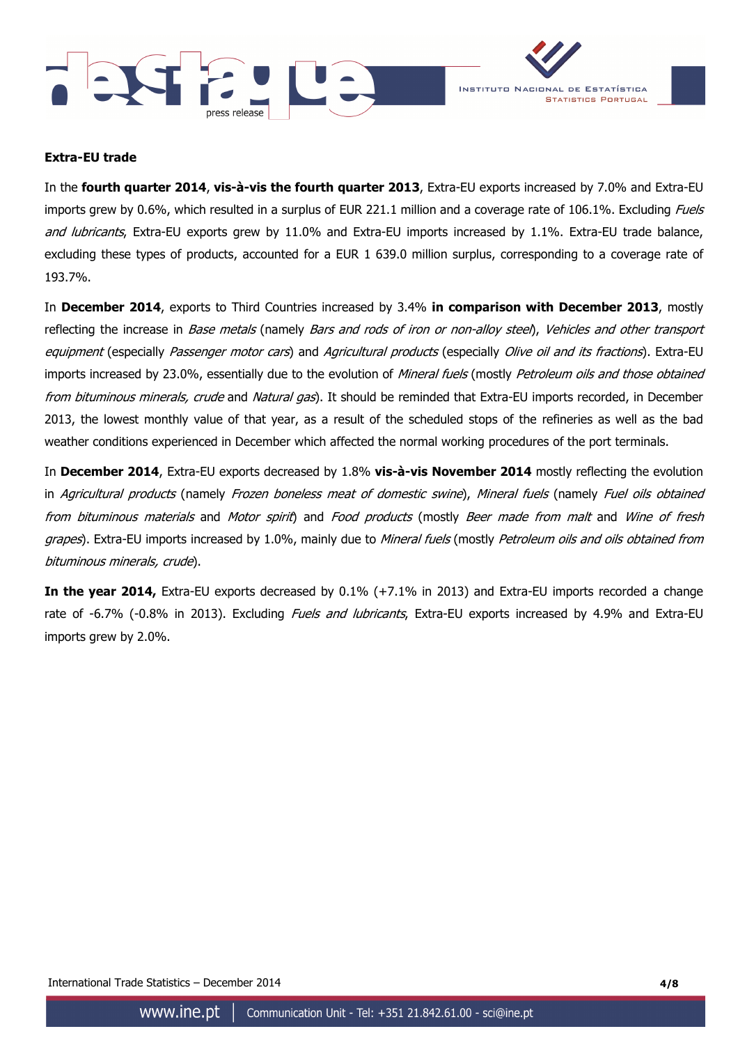**Extra-EU trade**

In the **fourth quarter 2014**, **vis-à-vis the fourth quarter 2013**, Extra-EU exports increased by 7.0% and Extra-EU imports grew by 0.6%, which resulted in a surplus of EUR 221.1 million and a coverage rate of 106.1%. Excluding *Fuels and lubricants*, Extra-EU exports grew by 11.0% and Extra-EU imports increased by 1.1%. Extra-EU trade balance, excluding these types of products, accounted for a EUR 1 639.0 million surplus, corresponding to a coverage rate of 193.7%.

In **December 2014**, exports to Third Countries increased by 3.4% **in comparison with December 2013**, mostly reflecting the increase in *Base metals* (namely *Bars and rods of iron or non-alloy steel*), *Vehicles and other transport equipment* (especially *Passenger motor cars*) and *Agricultural products* (especially *Olive oil and its fractions*). Extra-EU imports increased by 23.0%, essentially due to the evolution of *Mineral fuels* (mostly *Petroleum oils and those obtained from bituminous minerals, crude* and *Natural gas*). It should be reminded that Extra-EU imports recorded, in December 2013, the lowest monthly value of that year, as a result of the scheduled stops of the refineries as well as the bad weather conditions experienced in December which affected the normal working procedures of the port terminals.

In **December 2014**, Extra-EU exports decreased by 1.8% **vis-à-vis November 2014** mostly reflecting the evolution in *Agricultural products* (namely *Frozen boneless meat of domestic swine*), *Mineral fuels* (namely *Fuel oils obtained from bituminous materials* and *Motor spirit*) and *Food products* (mostly *Beer made from malt* and *Wine of fresh grapes*). Extra-EU imports increased by 1.0%, mainly due to *Mineral fuels* (mostly *Petroleum oils and oils obtained from bituminous minerals, crude*).

**In the year 2014,** Extra-EU exports decreased by 0.1% (+7.1% in 2013) and Extra-EU imports recorded a change rate of -6.7% (-0.8% in 2013). Excluding *Fuels and lubricants*, Extra-EU exports increased by 4.9% and Extra-EU imports grew by 2.0%.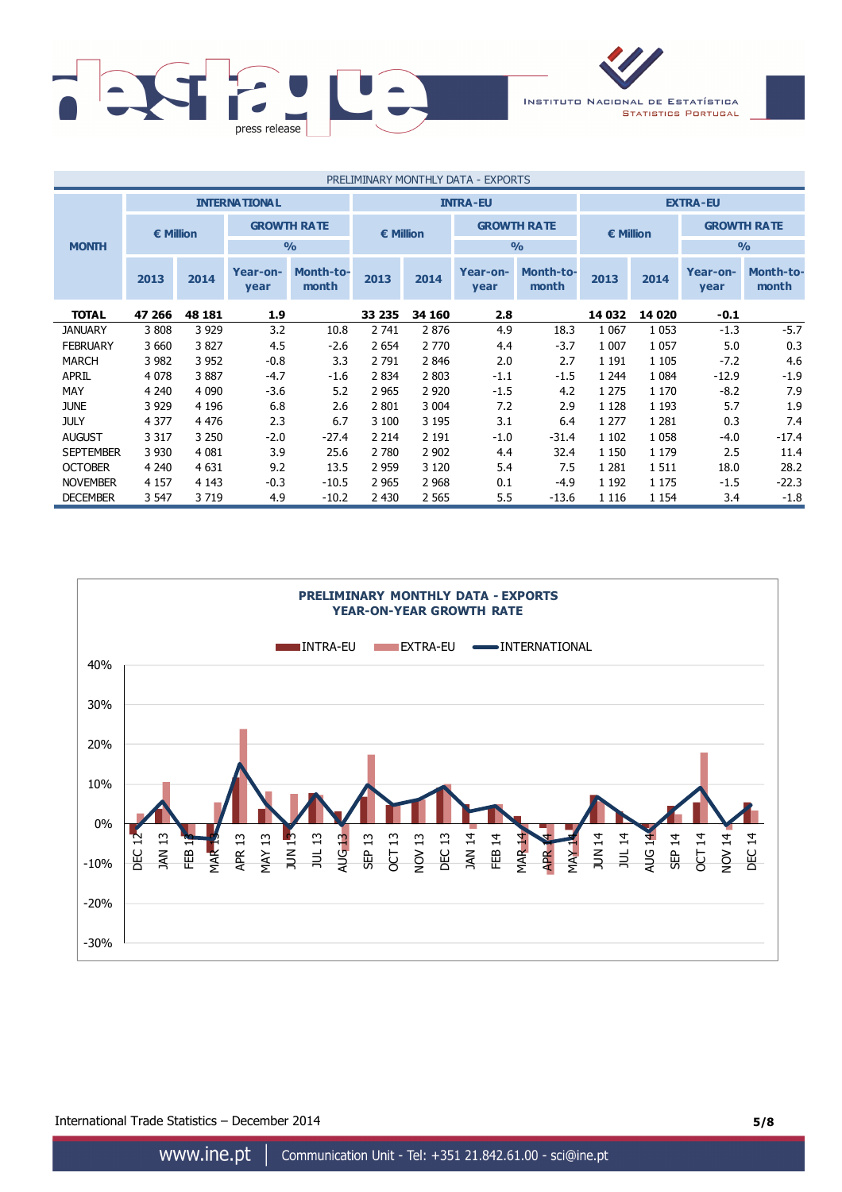PRELIMINARY MONTHLY DATA - EXPORTS

| MONTH | INTERNATIONAL | | | | INTRA-EU | | | | EXTRA-EU | | | |
|---|---|---|---|---|---|---|---|---|---|---|---|---|
| | € Million | | GROWTH RATE % | | € Million | | GROWTH RATE % | | € Million | | GROWTH RATE % | |
| | 2013 | 2014 | Year-on-year | Month-to-month | 2013 | 2014 | Year-on-year | Month-to-month | 2013 | 2014 | Year-on-year | Month-to-month |
| **TOTAL** | **47 266** | **48 181** | **1.9** | | **33 235** | **34 160** | **2.8** | | **14 032** | **14 020** | **-0.1** | |
| JANUARY | 3 808 | 3 929 | 3.2 | 10.8 | 2 741 | 2 876 | 4.9 | 18.3 | 1 067 | 1 053 | -1.3 | -5.7 |
| FEBRUARY | 3 660 | 3 827 | 4.5 | -2.6 | 2 654 | 2 770 | 4.4 | -3.7 | 1 007 | 1 057 | 5.0 | 0.3 |
| MARCH | 3 982 | 3 952 | -0.8 | 3.3 | 2 791 | 2 846 | 2.0 | 2.7 | 1 191 | 1 105 | -7.2 | 4.6 |
| APRIL | 4 078 | 3 887 | -4.7 | -1.6 | 2 834 | 2 803 | -1.1 | -1.5 | 1 244 | 1 084 | -12.9 | -1.9 |
| MAY | 4 240 | 4 090 | -3.6 | 5.2 | 2 965 | 2 920 | -1.5 | 4.2 | 1 275 | 1 170 | -8.2 | 7.9 |
| JUNE | 3 929 | 4 196 | 6.8 | 2.6 | 2 801 | 3 004 | 7.2 | 2.9 | 1 128 | 1 193 | 5.7 | 1.9 |
| JULY | 4 377 | 4 476 | 2.3 | 6.7 | 3 100 | 3 195 | 3.1 | 6.4 | 1 277 | 1 281 | 0.3 | 7.4 |
| AUGUST | 3 317 | 3 250 | -2.0 | -27.4 | 2 214 | 2 191 | -1.0 | -31.4 | 1 102 | 1 058 | -4.0 | -17.4 |
| SEPTEMBER | 3 930 | 4 081 | 3.9 | 25.6 | 2 780 | 2 902 | 4.4 | 32.4 | 1 150 | 1 179 | 2.5 | 11.4 |
| OCTOBER | 4 240 | 4 631 | 9.2 | 13.5 | 2 959 | 3 120 | 5.4 | 7.5 | 1 281 | 1 511 | 18.0 | 28.2 |
| NOVEMBER | 4 157 | 4 143 | -0.3 | -10.5 | 2 965 | 2 968 | 0.1 | -4.9 | 1 192 | 1 175 | -1.5 | -22.3 |
| DECEMBER | 3 547 | 3 719 | 4.9 | -10.2 | 2 430 | 2 565 | 5.5 | -13.6 | 1 116 | 1 154 | 3.4 | -1.8 |

**PRELIMINARY MONTHLY DATA - EXPORTS**
**YEAR-ON-YEAR GROWTH RATE**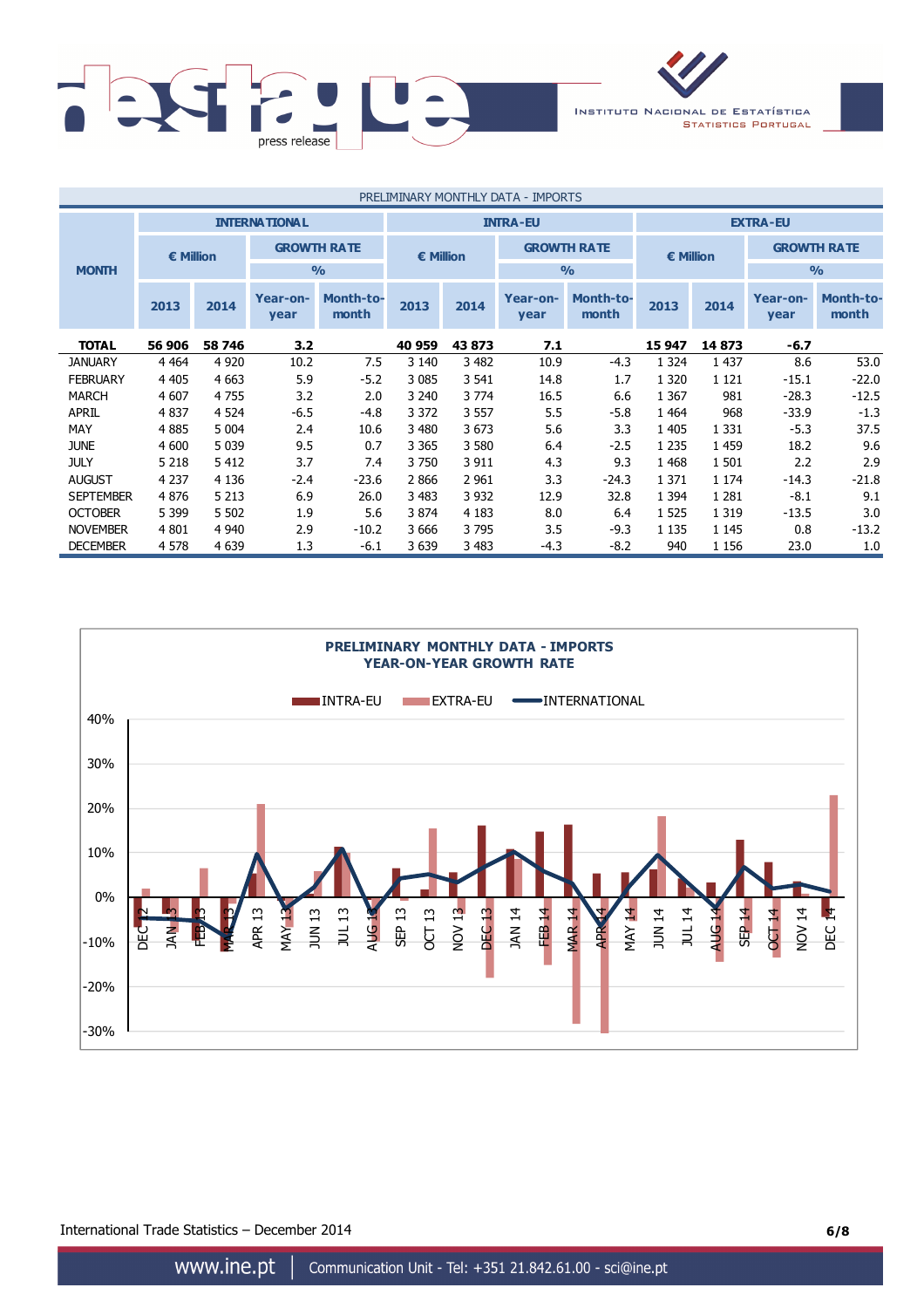PRELIMINARY MONTHLY DATA - IMPORTS

| MONTH | INTERNATIONAL | | | | INTRA-EU | | | | EXTRA-EU | | | |
|---|---|---|---|---|---|---|---|---|---|---|---|---|
| | € Million | | GROWTH RATE % | | € Million | | GROWTH RATE % | | € Million | | GROWTH RATE % | |
| | 2013 | 2014 | Year-on-year | Month-to-month | 2013 | 2014 | Year-on-year | Month-to-month | 2013 | 2014 | Year-on-year | Month-to-month |
| **TOTAL** | **56 906** | **58 746** | **3.2** | | **40 959** | **43 873** | **7.1** | | **15 947** | **14 873** | **-6.7** | |
| JANUARY | 4 464 | 4 920 | 10.2 | 7.5 | 3 140 | 3 482 | 10.9 | -4.3 | 1 324 | 1 437 | 8.6 | 53.0 |
| FEBRUARY | 4 405 | 4 663 | 5.9 | -5.2 | 3 085 | 3 541 | 14.8 | 1.7 | 1 320 | 1 121 | -15.1 | -22.0 |
| MARCH | 4 607 | 4 755 | 3.2 | 2.0 | 3 240 | 3 774 | 16.5 | 6.6 | 1 367 | 981 | -28.3 | -12.5 |
| APRIL | 4 837 | 4 524 | -6.5 | -4.8 | 3 372 | 3 557 | 5.5 | -5.8 | 1 464 | 968 | -33.9 | -1.3 |
| MAY | 4 885 | 5 004 | 2.4 | 10.6 | 3 480 | 3 673 | 5.6 | 3.3 | 1 405 | 1 331 | -5.3 | 37.5 |
| JUNE | 4 600 | 5 039 | 9.5 | 0.7 | 3 365 | 3 580 | 6.4 | -2.5 | 1 235 | 1 459 | 18.2 | 9.6 |
| JULY | 5 218 | 5 412 | 3.7 | 7.4 | 3 750 | 3 911 | 4.3 | 9.3 | 1 468 | 1 501 | 2.2 | 2.9 |
| AUGUST | 4 237 | 4 136 | -2.4 | -23.6 | 2 866 | 2 961 | 3.3 | -24.3 | 1 371 | 1 174 | -14.3 | -21.8 |
| SEPTEMBER | 4 876 | 5 213 | 6.9 | 26.0 | 3 483 | 3 932 | 12.9 | 32.8 | 1 394 | 1 281 | -8.1 | 9.1 |
| OCTOBER | 5 399 | 5 502 | 1.9 | 5.6 | 3 874 | 4 183 | 8.0 | 6.4 | 1 525 | 1 319 | -13.5 | 3.0 |
| NOVEMBER | 4 801 | 4 940 | 2.9 | -10.2 | 3 666 | 3 795 | 3.5 | -9.3 | 1 135 | 1 145 | 0.8 | -13.2 |
| DECEMBER | 4 578 | 4 639 | 1.3 | -6.1 | 3 639 | 3 483 | -4.3 | -8.2 | 940 | 1 156 | 23.0 | 1.0 |

**PRELIMINARY MONTHLY DATA - IMPORTS**
**YEAR-ON-YEAR GROWTH RATE**

International Trade Statistics – December 2014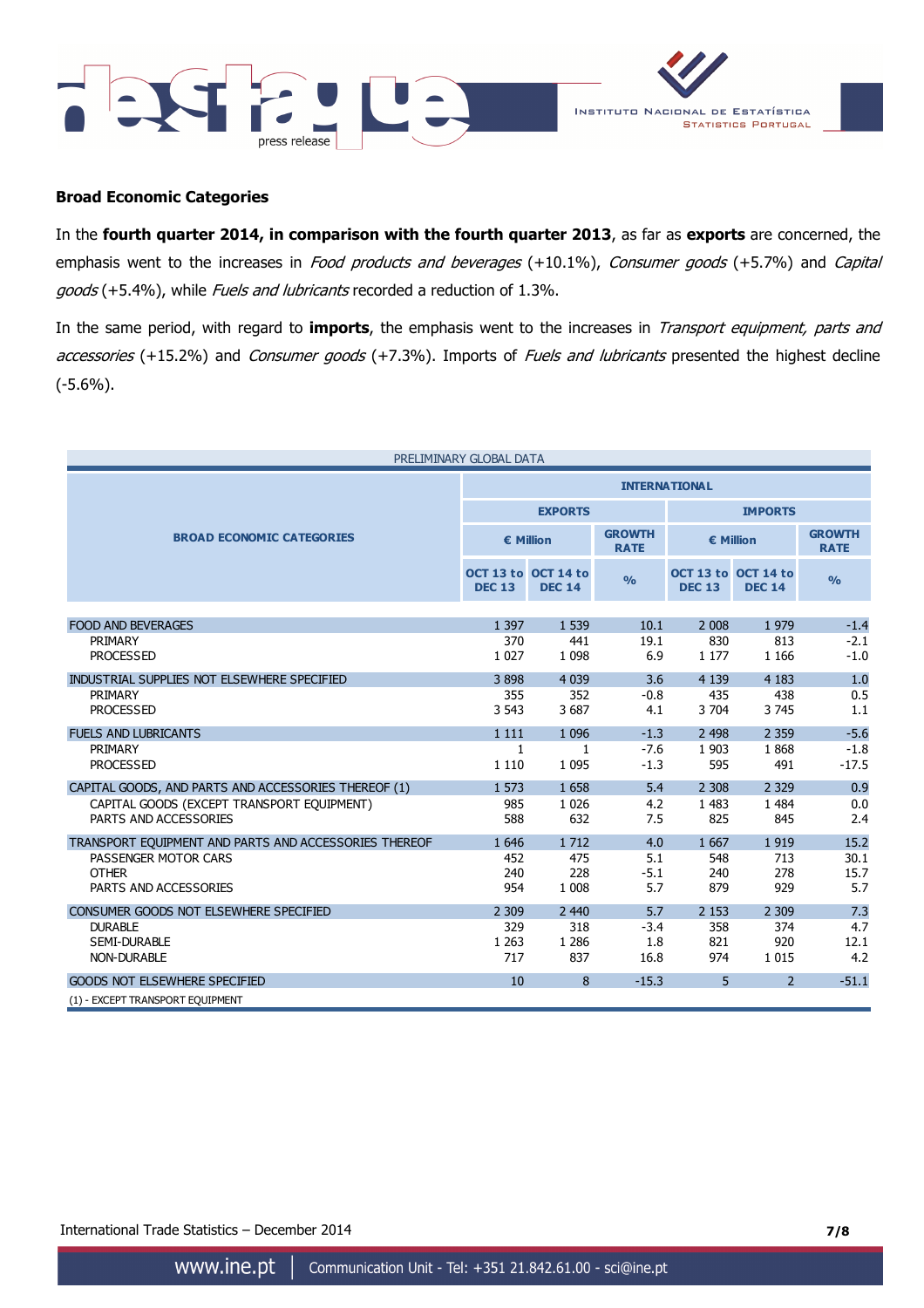## Broad Economic Categories

In the **fourth quarter 2014, in comparison with the fourth quarter 2013**, as far as **exports** are concerned, the emphasis went to the increases in *Food products and beverages* (+10.1%), *Consumer goods* (+5.7%) and *Capital goods* (+5.4%), while *Fuels and lubricants* recorded a reduction of 1.3%.

In the same period, with regard to **imports**, the emphasis went to the increases in *Transport equipment, parts and accessories* (+15.2%) and *Consumer goods* (+7.3%). Imports of *Fuels and lubricants* presented the highest decline (-5.6%).

PRELIMINARY GLOBAL DATA

| BROAD ECONOMIC CATEGORIES | INTERNATIONAL | | | | | |
|---|---|---|---|---|---|---|
| | EXPORTS | | | IMPORTS | | |
| | € Million | | GROWTH RATE | € Million | | GROWTH RATE |
| | OCT 13 to DEC 13 | OCT 14 to DEC 14 | % | OCT 13 to DEC 13 | OCT 14 to DEC 14 | % |
| FOOD AND BEVERAGES | 1 397 | 1 539 | 10.1 | 2 008 | 1 979 | -1.4 |
| PRIMARY | 370 | 441 | 19.1 | 830 | 813 | -2.1 |
| PROCESSED | 1 027 | 1 098 | 6.9 | 1 177 | 1 166 | -1.0 |
| INDUSTRIAL SUPPLIES NOT ELSEWHERE SPECIFIED | 3 898 | 4 039 | 3.6 | 4 139 | 4 183 | 1.0 |
| PRIMARY | 355 | 352 | -0.8 | 435 | 438 | 0.5 |
| PROCESSED | 3 543 | 3 687 | 4.1 | 3 704 | 3 745 | 1.1 |
| FUELS AND LUBRICANTS | 1 111 | 1 096 | -1.3 | 2 498 | 2 359 | -5.6 |
| PRIMARY | 1 | 1 | -7.6 | 1 903 | 1 868 | -1.8 |
| PROCESSED | 1 110 | 1 095 | -1.3 | 595 | 491 | -17.5 |
| CAPITAL GOODS, AND PARTS AND ACCESSORIES THEREOF (1) | 1 573 | 1 658 | 5.4 | 2 308 | 2 329 | 0.9 |
| CAPITAL GOODS (EXCEPT TRANSPORT EQUIPMENT) | 985 | 1 026 | 4.2 | 1 483 | 1 484 | 0.0 |
| PARTS AND ACCESSORIES | 588 | 632 | 7.5 | 825 | 845 | 2.4 |
| TRANSPORT EQUIPMENT AND PARTS AND ACCESSORIES THEREOF | 1 646 | 1 712 | 4.0 | 1 667 | 1 919 | 15.2 |
| PASSENGER MOTOR CARS | 452 | 475 | 5.1 | 548 | 713 | 30.1 |
| OTHER | 240 | 228 | -5.1 | 240 | 278 | 15.7 |
| PARTS AND ACCESSORIES | 954 | 1 008 | 5.7 | 879 | 929 | 5.7 |
| CONSUMER GOODS NOT ELSEWHERE SPECIFIED | 2 309 | 2 440 | 5.7 | 2 153 | 2 309 | 7.3 |
| DURABLE | 329 | 318 | -3.4 | 358 | 374 | 4.7 |
| SEMI-DURABLE | 1 263 | 1 286 | 1.8 | 821 | 920 | 12.1 |
| NON-DURABLE | 717 | 837 | 16.8 | 974 | 1 015 | 4.2 |
| GOODS NOT ELSEWHERE SPECIFIED | 10 | 8 | -15.3 | 5 | 2 | -51.1 |

(1) - EXCEPT TRANSPORT EQUIPMENT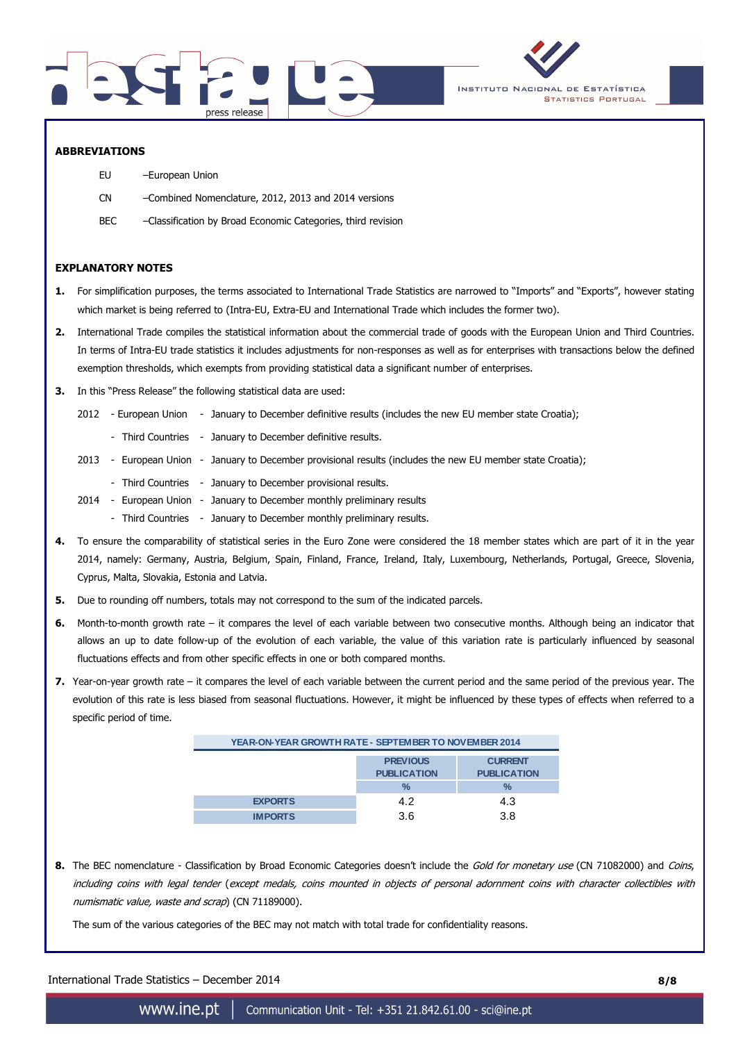## ABBREVIATIONS

EU –European Union

CN –Combined Nomenclature, 2012, 2013 and 2014 versions

BEC –Classification by Broad Economic Categories, third revision

## EXPLANATORY NOTES

1. For simplification purposes, the terms associated to International Trade Statistics are narrowed to "Imports" and "Exports", however stating which market is being referred to (Intra-EU, Extra-EU and International Trade which includes the former two).

2. International Trade compiles the statistical information about the commercial trade of goods with the European Union and Third Countries. In terms of Intra-EU trade statistics it includes adjustments for non-responses as well as for enterprises with transactions below the defined exemption thresholds, which exempts from providing statistical data a significant number of enterprises.

3. In this "Press Release" the following statistical data are used:

   2012 - European Union - January to December definitive results (includes the new EU member state Croatia);
   - Third Countries - January to December definitive results.

   2013 - European Union - January to December provisional results (includes the new EU member state Croatia);
   - Third Countries - January to December provisional results.

   2014 - European Union - January to December monthly preliminary results
   - Third Countries - January to December monthly preliminary results.

4. To ensure the comparability of statistical series in the Euro Zone were considered the 18 member states which are part of it in the year 2014, namely: Germany, Austria, Belgium, Spain, Finland, France, Ireland, Italy, Luxembourg, Netherlands, Portugal, Greece, Slovenia, Cyprus, Malta, Slovakia, Estonia and Latvia.

5. Due to rounding off numbers, totals may not correspond to the sum of the indicated parcels.

6. Month-to-month growth rate – it compares the level of each variable between two consecutive months. Although being an indicator that allows an up to date follow-up of the evolution of each variable, the value of this variation rate is particularly influenced by seasonal fluctuations effects and from other specific effects in one or both compared months.

7. Year-on-year growth rate – it compares the level of each variable between the current period and the same period of the previous year. The evolution of this rate is less biased from seasonal fluctuations. However, it might be influenced by these types of effects when referred to a specific period of time.

| YEAR-ON-YEAR GROWTH RATE - SEPTEMBER TO NOVEMBER 2014 | | |
|---|---|---|
| | PREVIOUS PUBLICATION | CURRENT PUBLICATION |
| | % | % |
| EXPORTS | 4.2 | 4.3 |
| IMPORTS | 3.6 | 3.8 |

8. The BEC nomenclature - Classification by Broad Economic Categories doesn't include the *Gold for monetary use* (CN 71082000) and *Coins, including coins with legal tender* (*except medals, coins mounted in objects of personal adornment coins with character collectibles with numismatic value, waste and scrap*) (CN 71189000).

   The sum of the various categories of the BEC may not match with total trade for confidentiality reasons.